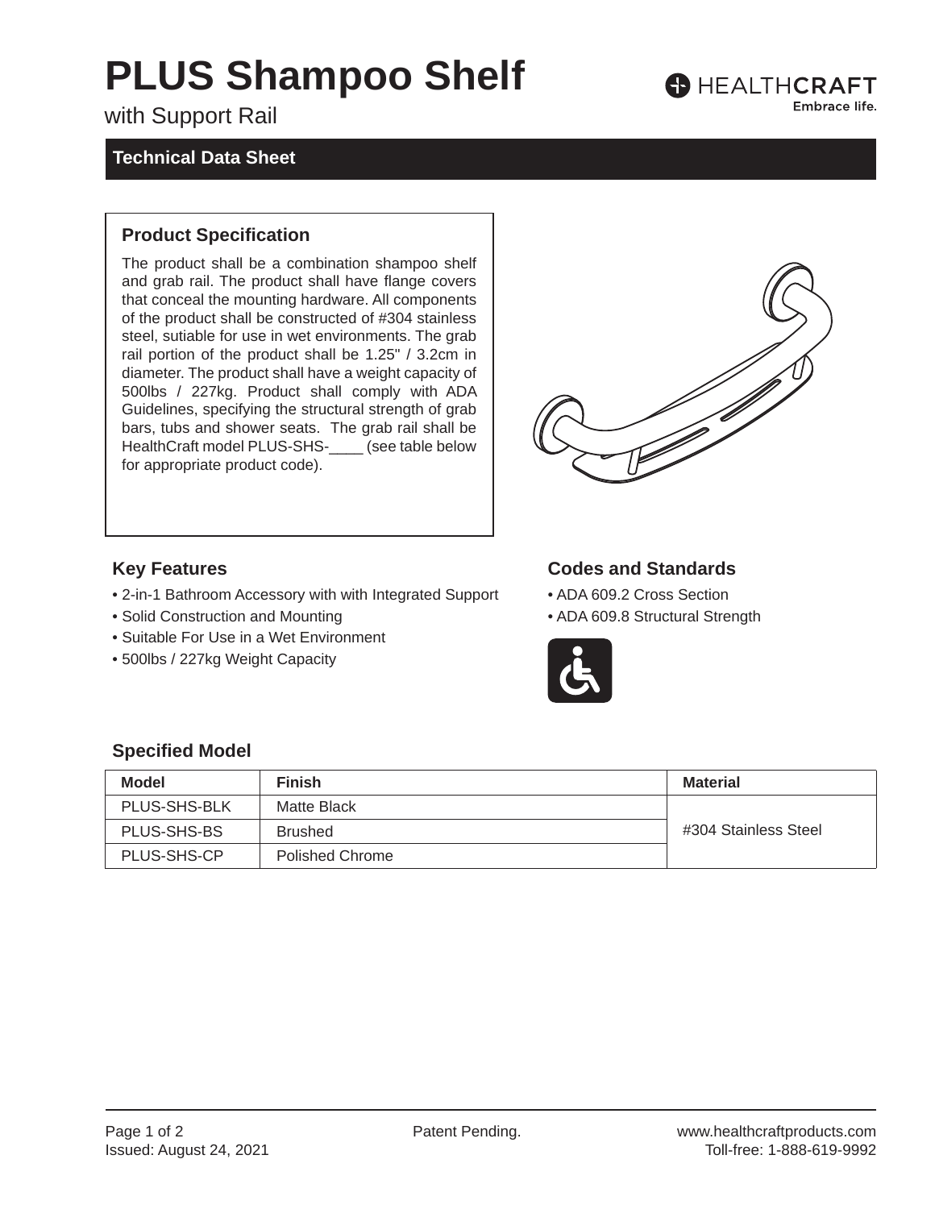# PLUS Shampoo Shelf

with Support Rail

HEALTHCRAFT
Embrace life.

## Technical Data Sheet

### Product Specification

The product shall be a combination shampoo shelf and grab rail. The product shall have flange covers that conceal the mounting hardware. All components of the product shall be constructed of #304 stainless steel, sutiable for use in wet environments. The grab rail portion of the product shall be 1.25" / 3.2cm in diameter. The product shall have a weight capacity of 500lbs / 227kg. Product shall comply with ADA Guidelines, specifying the structural strength of grab bars, tubs and shower seats. The grab rail shall be HealthCraft model PLUS-SHS-____ (see table below for appropriate product code).

### Key Features

- 2-in-1 Bathroom Accessory with with Integrated Support
- Solid Construction and Mounting
- Suitable For Use in a Wet Environment
- 500lbs / 227kg Weight Capacity

### Codes and Standards

- ADA 609.2 Cross Section
- ADA 609.8 Structural Strength

### Specified Model

| Model | Finish | Material |
| --- | --- | --- |
| PLUS-SHS-BLK | Matte Black | #304 Stainless Steel |
| PLUS-SHS-BS | Brushed | |
| PLUS-SHS-CP | Polished Chrome | |

Issued: August 24, 2021

Patent Pending.

www.healthcraftproducts.com
Toll-free: 1-888-619-9992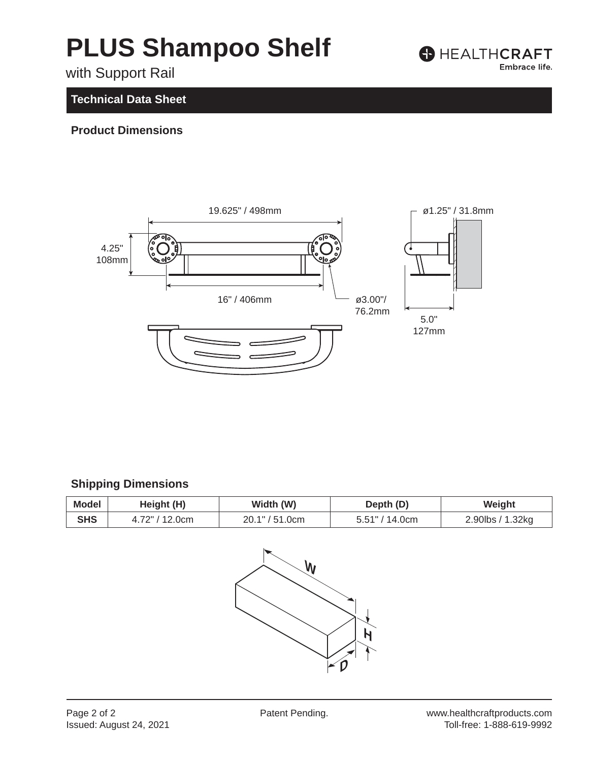# PLUS Shampoo Shelf

with Support Rail

HEALTHCRAFT
Embrace life.

## Technical Data Sheet

### Product Dimensions

19.625" / 498mm

4.25"
108mm

16" / 406mm

ø3.00"/
76.2mm

ø1.25" / 31.8mm

5.0"
127mm

### Shipping Dimensions

| Model | Height (H) | Width (W) | Depth (D) | Weight |
|---|---|---|---|---|
| SHS | 4.72" / 12.0cm | 20.1" / 51.0cm | 5.51" / 14.0cm | 2.90lbs / 1.32kg |

W

H

D

Issued: August 24, 2021

Patent Pending.

www.healthcraftproducts.com
Toll-free: 1-888-619-9992